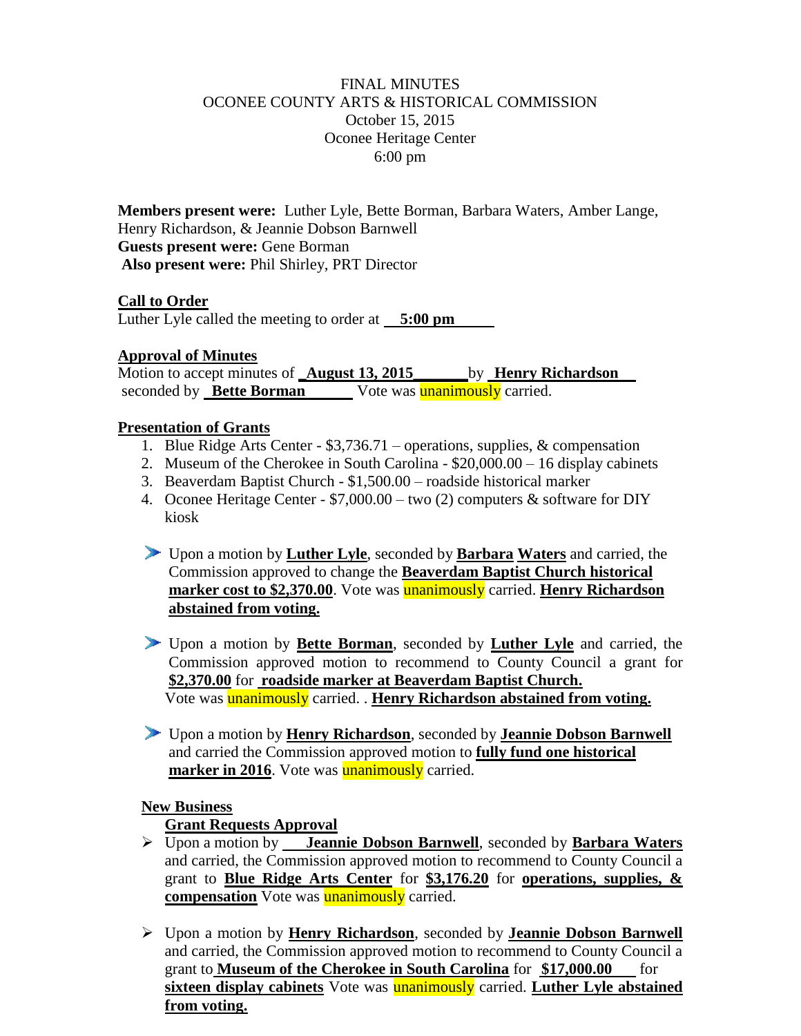FINAL MINUTES
OCONEE COUNTY ARTS & HISTORICAL COMMISSION
October 15, 2015
Oconee Heritage Center
6:00 pm

**Members present were:** Luther Lyle, Bette Borman, Barbara Waters, Amber Lange, Henry Richardson, & Jeannie Dobson Barnwell
**Guests present were:** Gene Borman
**Also present were:** Phil Shirley, PRT Director

**Call to Order**
Luther Lyle called the meeting to order at **5:00 pm**

**Approval of Minutes**
Motion to accept minutes of **August 13, 2015** by **Henry Richardson** seconded by **Bette Borman** Vote was unanimously carried.

**Presentation of Grants**

1. Blue Ridge Arts Center - $3,736.71 – operations, supplies, & compensation
2. Museum of the Cherokee in South Carolina - $20,000.00 – 16 display cabinets
3. Beaverdam Baptist Church - $1,500.00 – roadside historical marker
4. Oconee Heritage Center - $7,000.00 – two (2) computers & software for DIY kiosk

- Upon a motion by **Luther Lyle**, seconded by **Barbara Waters** and carried, the Commission approved to change the **Beaverdam Baptist Church historical marker cost to $2,370.00**. Vote was unanimously carried. **Henry Richardson abstained from voting.**

- Upon a motion by **Bette Borman**, seconded by **Luther Lyle** and carried, the Commission approved motion to recommend to County Council a grant for **$2,370.00** for **roadside marker at Beaverdam Baptist Church.** Vote was unanimously carried. . **Henry Richardson abstained from voting.**

- Upon a motion by **Henry Richardson**, seconded by **Jeannie Dobson Barnwell** and carried the Commission approved motion to **fully fund one historical marker in 2016**. Vote was unanimously carried.

**New Business**

**Grant Requests Approval**

- Upon a motion by **Jeannie Dobson Barnwell**, seconded by **Barbara Waters** and carried, the Commission approved motion to recommend to County Council a grant to **Blue Ridge Arts Center** for **$3,176.20** for **operations, supplies, & compensation** Vote was unanimously carried.

- Upon a motion by **Henry Richardson**, seconded by **Jeannie Dobson Barnwell** and carried, the Commission approved motion to recommend to County Council a grant to **Museum of the Cherokee in South Carolina** for **$17,000.00** for **sixteen display cabinets** Vote was unanimously carried. **Luther Lyle abstained from voting.**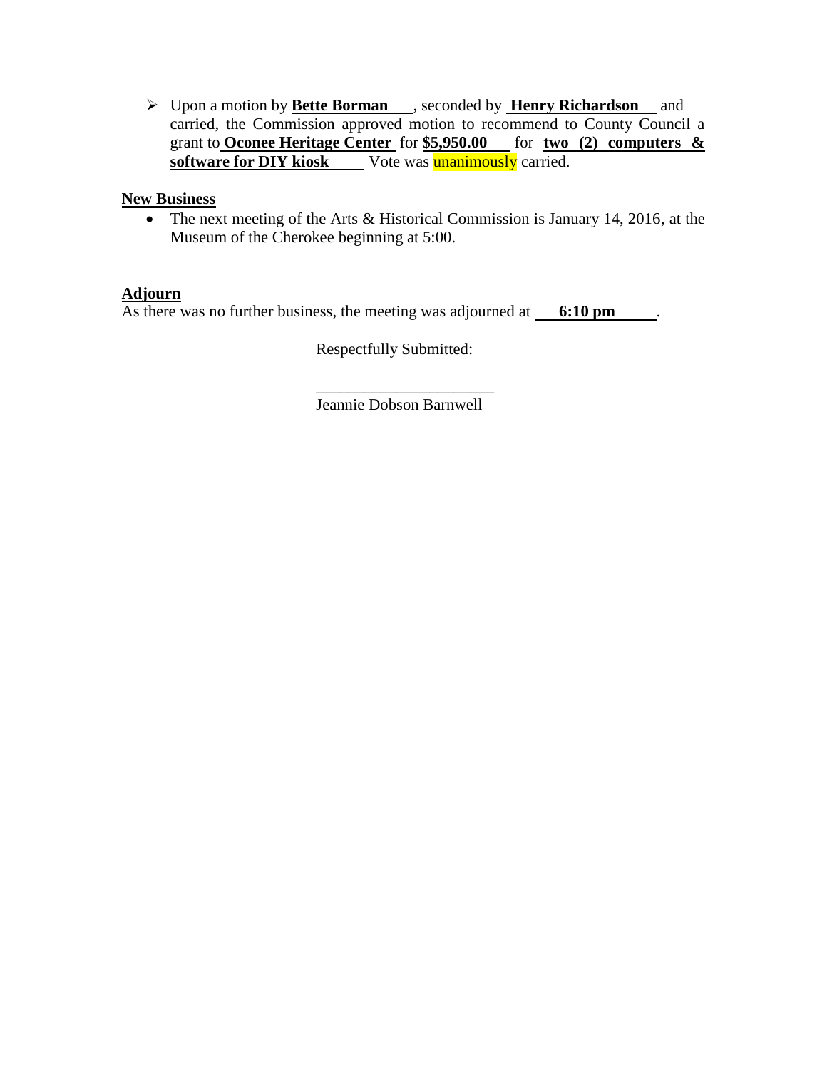- Upon a motion by **Bette Borman**, seconded by **Henry Richardson** and carried, the Commission approved motion to recommend to County Council a grant to **Oconee Heritage Center** for **$5,950.00** for **two (2) computers & software for DIY kiosk** Vote was unanimously carried.

**New Business**

- The next meeting of the Arts & Historical Commission is January 14, 2016, at the Museum of the Cherokee beginning at 5:00.

**Adjourn**

As there was no further business, the meeting was adjourned at **6:10 pm**.

Respectfully Submitted:

______________________

Jeannie Dobson Barnwell